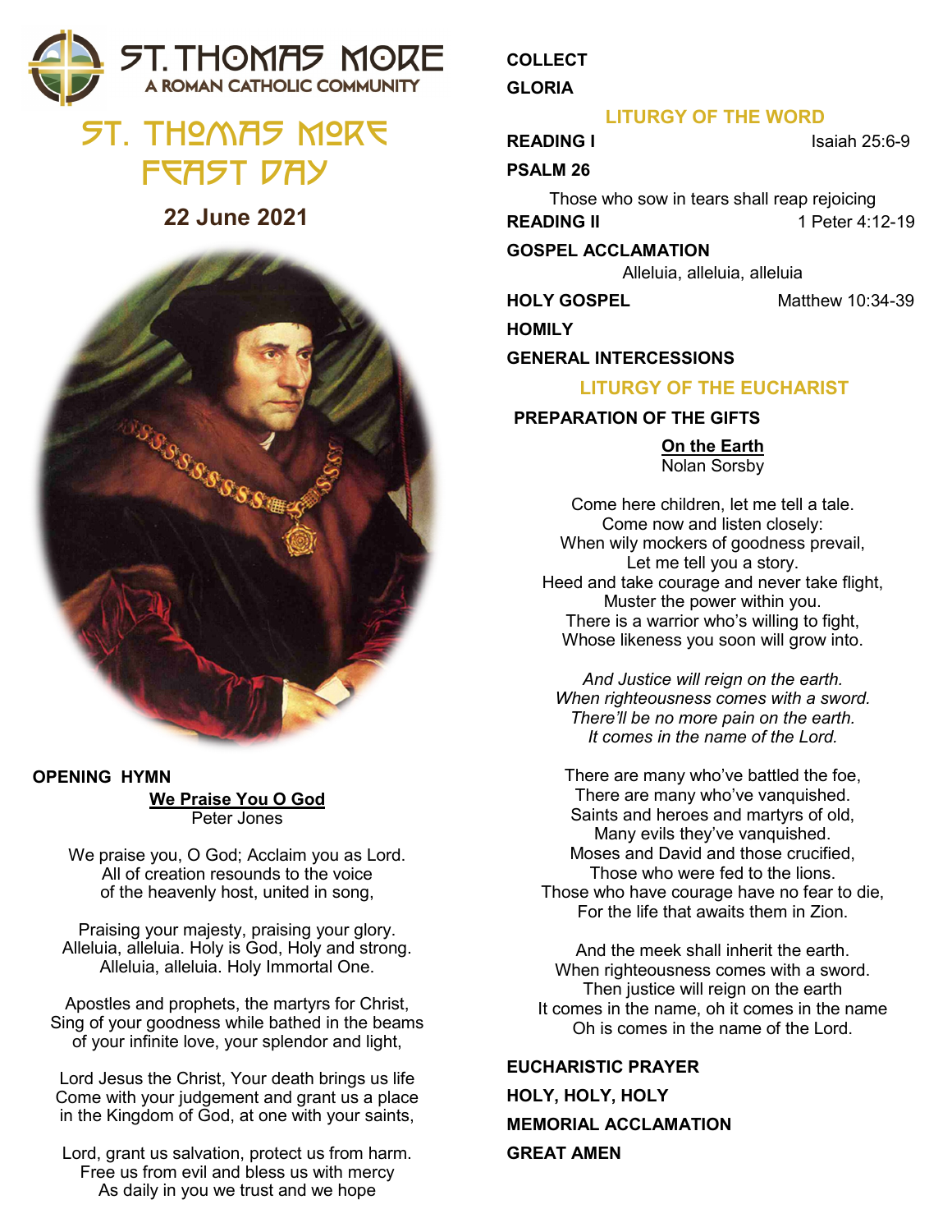# ST. THOMAS MORE
A ROMAN CATHOLIC COMMUNITY

# ST. THOMAS MORE FEAST DAY

## 22 June 2021

**OPENING HYMN**

**We Praise You O God**
Peter Jones

We praise you, O God; Acclaim you as Lord.
All of creation resounds to the voice
of the heavenly host, united in song,

Praising your majesty, praising your glory.
Alleluia, alleluia. Holy is God, Holy and strong.
Alleluia, alleluia. Holy Immortal One.

Apostles and prophets, the martyrs for Christ,
Sing of your goodness while bathed in the beams
of your infinite love, your splendor and light,

Lord Jesus the Christ, Your death brings us life
Come with your judgement and grant us a place
in the Kingdom of God, at one with your saints,

Lord, grant us salvation, protect us from harm.
Free us from evil and bless us with mercy
As daily in you we trust and we hope

**COLLECT**

**GLORIA**

### LITURGY OF THE WORD

**READING I** Isaiah 25:6-9

**PSALM 26**

Those who sow in tears shall reap rejoicing

**READING II** 1 Peter 4:12-19

**GOSPEL ACCLAMATION**

Alleluia, alleluia, alleluia

**HOLY GOSPEL** Matthew 10:34-39

**HOMILY**

**GENERAL INTERCESSIONS**

### LITURGY OF THE EUCHARIST

**PREPARATION OF THE GIFTS**

**On the Earth**
Nolan Sorsby

Come here children, let me tell a tale.
Come now and listen closely:
When wily mockers of goodness prevail,
Let me tell you a story.
Heed and take courage and never take flight,
Muster the power within you.
There is a warrior who's willing to fight,
Whose likeness you soon will grow into.

*And Justice will reign on the earth.*
*When righteousness comes with a sword.*
*There'll be no more pain on the earth.*
*It comes in the name of the Lord.*

There are many who've battled the foe,
There are many who've vanquished.
Saints and heroes and martyrs of old,
Many evils they've vanquished.
Moses and David and those crucified,
Those who were fed to the lions.
Those who have courage have no fear to die,
For the life that awaits them in Zion.

And the meek shall inherit the earth.
When righteousness comes with a sword.
Then justice will reign on the earth
It comes in the name, oh it comes in the name
Oh is comes in the name of the Lord.

**EUCHARISTIC PRAYER**

**HOLY, HOLY, HOLY**

**MEMORIAL ACCLAMATION**

**GREAT AMEN**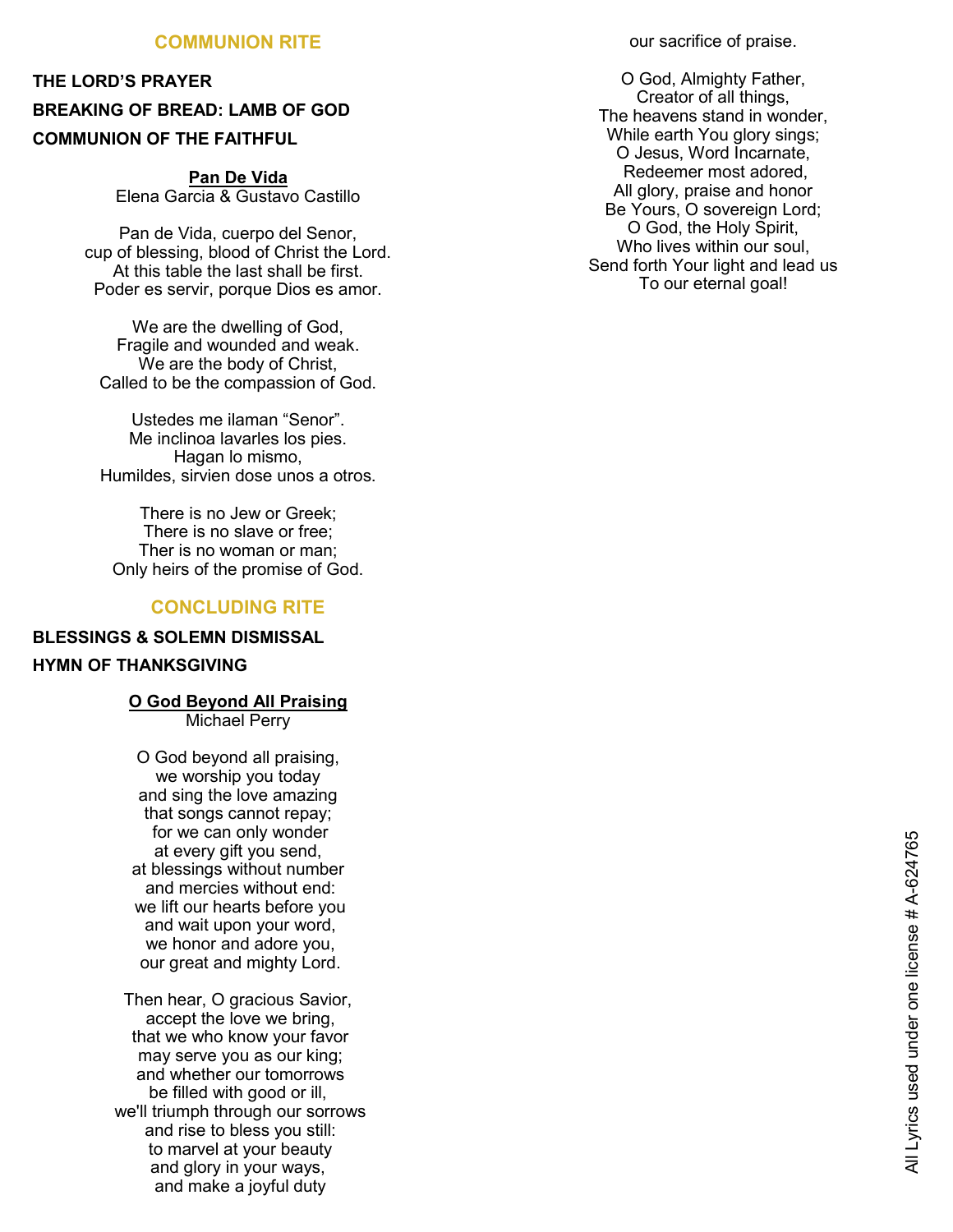## COMMUNION RITE

**THE LORD'S PRAYER**

**BREAKING OF BREAD: LAMB OF GOD**

**COMMUNION OF THE FAITHFUL**

**Pan De Vida**
Elena Garcia & Gustavo Castillo

Pan de Vida, cuerpo del Senor,
cup of blessing, blood of Christ the Lord.
At this table the last shall be first.
Poder es servir, porque Dios es amor.

We are the dwelling of God,
Fragile and wounded and weak.
We are the body of Christ,
Called to be the compassion of God.

Ustedes me ilaman "Senor".
Me inclinoa lavarles los pies.
Hagan lo mismo,
Humildes, sirvien dose unos a otros.

There is no Jew or Greek;
There is no slave or free;
Ther is no woman or man;
Only heirs of the promise of God.

## CONCLUDING RITE

**BLESSINGS & SOLEMN DISMISSAL**

**HYMN OF THANKSGIVING**

**O God Beyond All Praising**
Michael Perry

O God beyond all praising,
we worship you today
and sing the love amazing
that songs cannot repay;
for we can only wonder
at every gift you send,
at blessings without number
and mercies without end:
we lift our hearts before you
and wait upon your word,
we honor and adore you,
our great and mighty Lord.

Then hear, O gracious Savior,
accept the love we bring,
that we who know your favor
may serve you as our king;
and whether our tomorrows
be filled with good or ill,
we'll triumph through our sorrows
and rise to bless you still:
to marvel at your beauty
and glory in your ways,
and make a joyful duty
our sacrifice of praise.

O God, Almighty Father,
Creator of all things,
The heavens stand in wonder,
While earth You glory sings;
O Jesus, Word Incarnate,
Redeemer most adored,
All glory, praise and honor
Be Yours, O sovereign Lord;
O God, the Holy Spirit,
Who lives within our soul,
Send forth Your light and lead us
To our eternal goal!

All Lyrics used under one license # A-624765